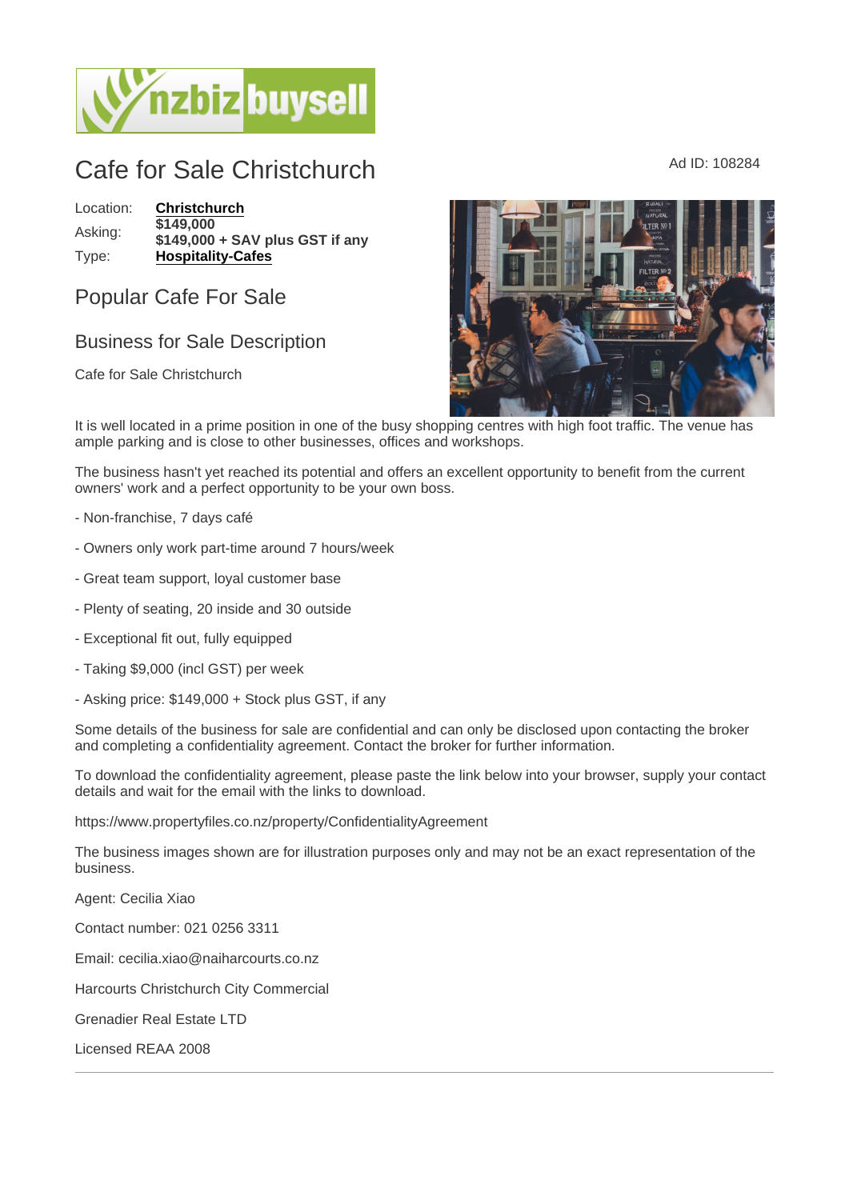# Cafe for Sale Christchurch

Ad ID: 108284

| Location: | **Christchurch** |
| --- | --- |
| Asking: | **$149,000**<br>**$149,000 + SAV plus GST if any** |
| Type: | **Hospitality-Cafes** |

## Popular Cafe For Sale

## Business for Sale Description

Cafe for Sale Christchurch

It is well located in a prime position in one of the busy shopping centres with high foot traffic. The venue has ample parking and is close to other businesses, offices and workshops.

The business hasn't yet reached its potential and offers an excellent opportunity to benefit from the current owners' work and a perfect opportunity to be your own boss.

- Non-franchise, 7 days café

- Owners only work part-time around 7 hours/week

- Great team support, loyal customer base

- Plenty of seating, 20 inside and 30 outside

- Exceptional fit out, fully equipped

- Taking $9,000 (incl GST) per week

- Asking price: $149,000 + Stock plus GST, if any

Some details of the business for sale are confidential and can only be disclosed upon contacting the broker and completing a confidentiality agreement. Contact the broker for further information.

To download the confidentiality agreement, please paste the link below into your browser, supply your contact details and wait for the email with the links to download.

https://www.propertyfiles.co.nz/property/ConfidentialityAgreement

The business images shown are for illustration purposes only and may not be an exact representation of the business.

Agent: Cecilia Xiao

Contact number: 021 0256 3311

Email: cecilia.xiao@naiharcourts.co.nz

Harcourts Christchurch City Commercial

Grenadier Real Estate LTD

Licensed REAA 2008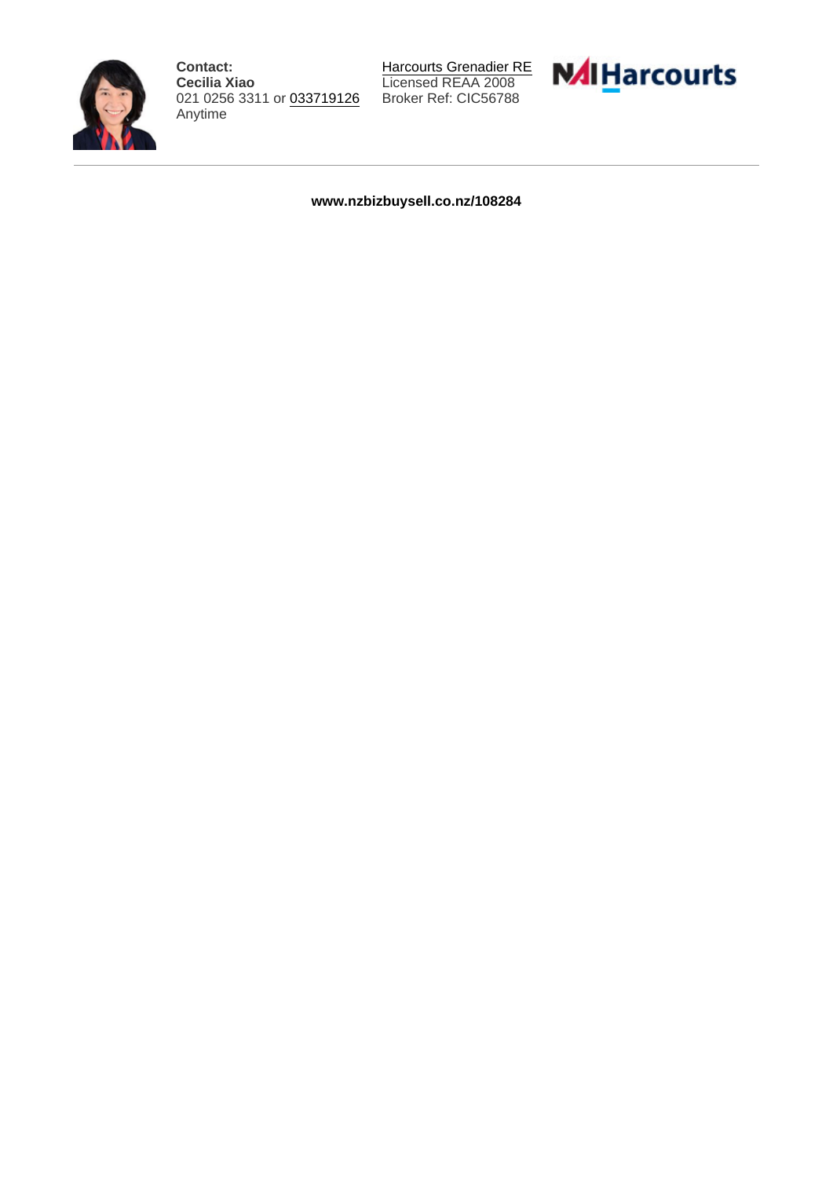**Contact:**
**Cecilia Xiao**
021 0256 3311 or 033719126
Anytime

Harcourts Grenadier RE
Licensed REAA 2008
Broker Ref: CIC56788

**www.nzbizbuysell.co.nz/108284**